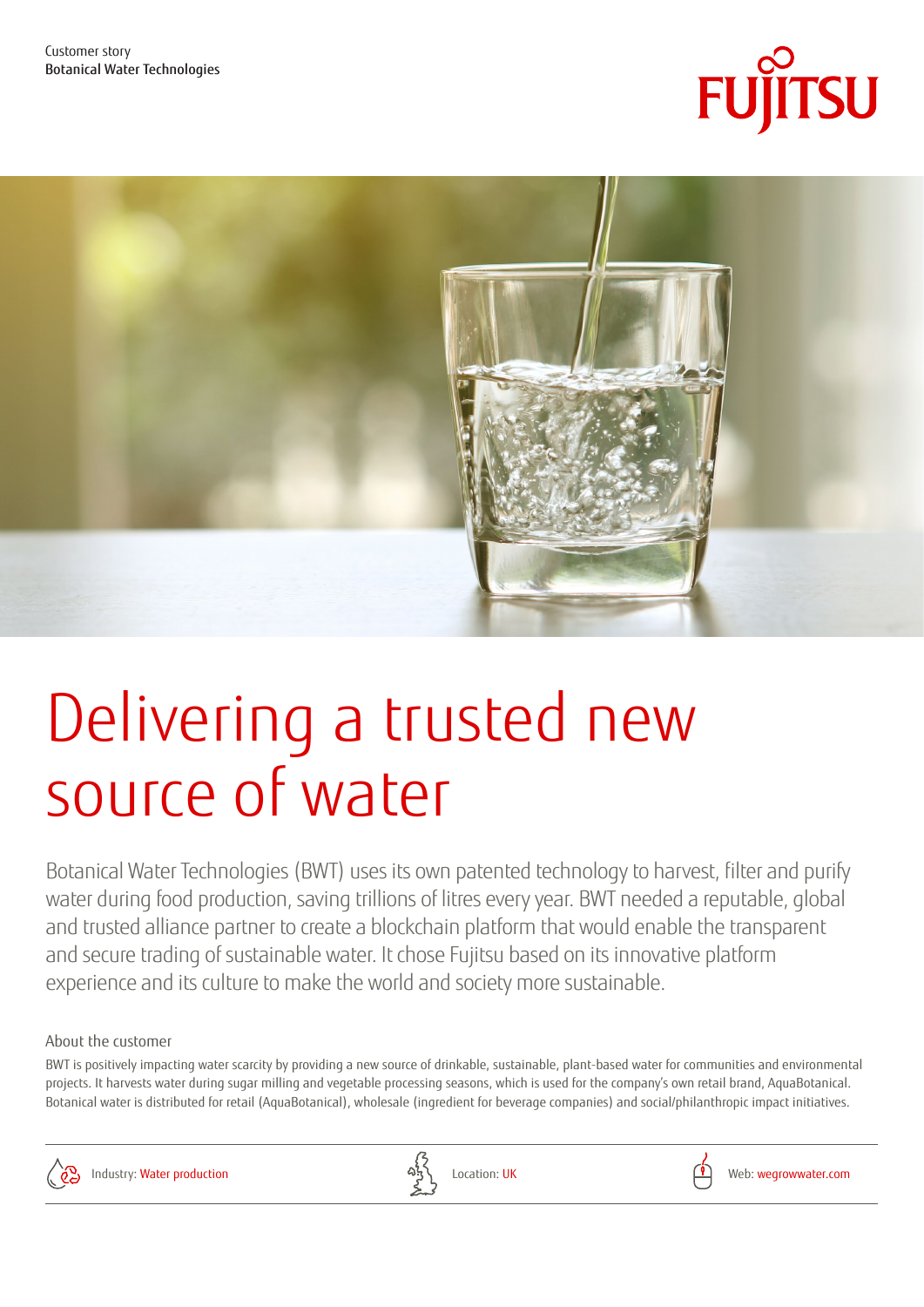Customer story
Botanical Water Technologies

# Delivering a trusted new source of water

Botanical Water Technologies (BWT) uses its own patented technology to harvest, filter and purify water during food production, saving trillions of litres every year. BWT needed a reputable, global and trusted alliance partner to create a blockchain platform that would enable the transparent and secure trading of sustainable water. It chose Fujitsu based on its innovative platform experience and its culture to make the world and society more sustainable.

## About the customer

BWT is positively impacting water scarcity by providing a new source of drinkable, sustainable, plant-based water for communities and environmental projects. It harvests water during sugar milling and vegetable processing seasons, which is used for the company's own retail brand, AquaBotanical. Botanical water is distributed for retail (AquaBotanical), wholesale (ingredient for beverage companies) and social/philanthropic impact initiatives.

Industry: Water production

Location: UK

Web: wegrowwater.com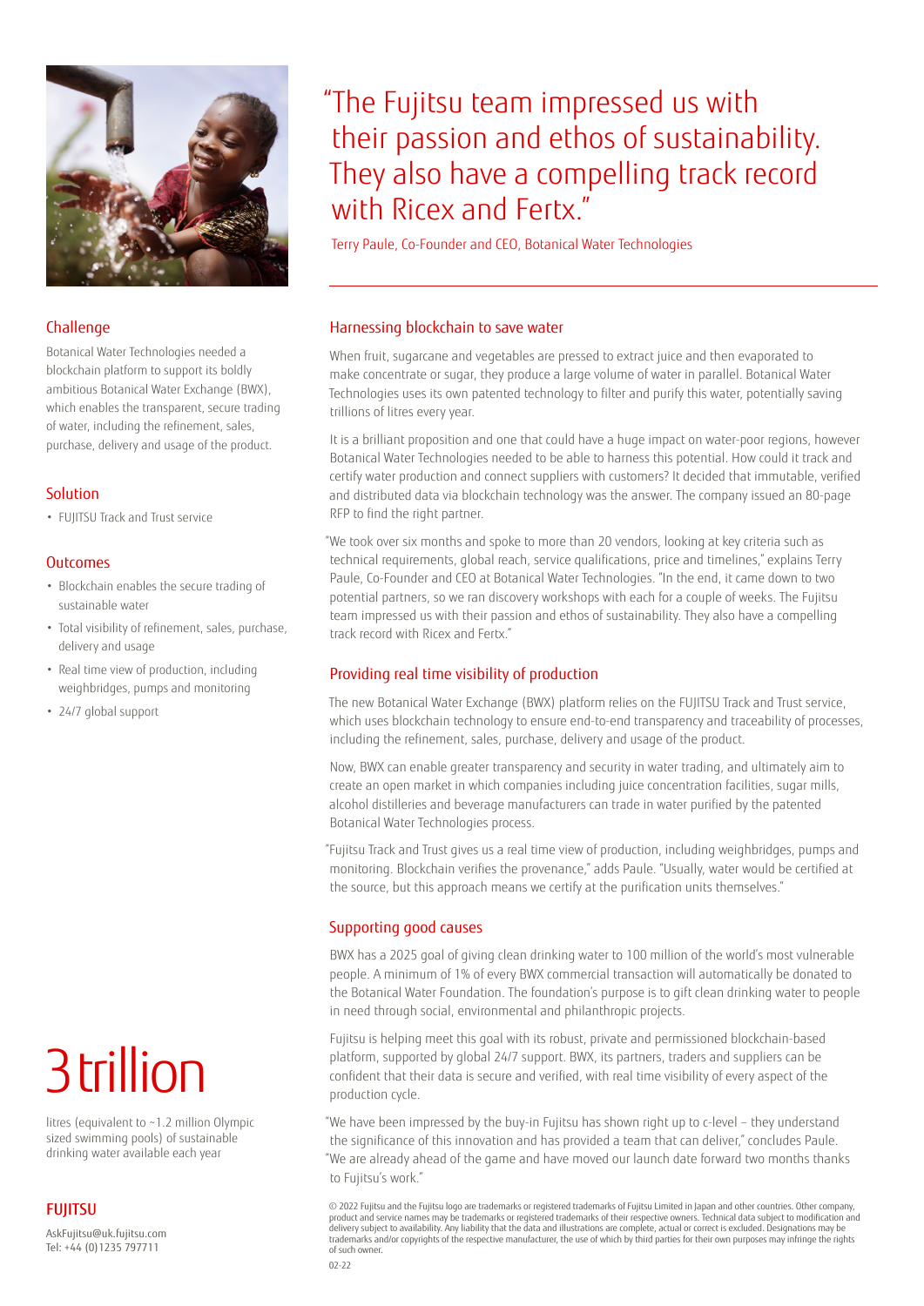> "The Fujitsu team impressed us with their passion and ethos of sustainability. They also have a compelling track record with Ricex and Fertx."
>
> Terry Paule, Co-Founder and CEO, Botanical Water Technologies

## Challenge

Botanical Water Technologies needed a blockchain platform to support its boldly ambitious Botanical Water Exchange (BWX), which enables the transparent, secure trading of water, including the refinement, sales, purchase, delivery and usage of the product.

## Solution

- FUJITSU Track and Trust service

## Outcomes

- Blockchain enables the secure trading of sustainable water
- Total visibility of refinement, sales, purchase, delivery and usage
- Real time view of production, including weighbridges, pumps and monitoring
- 24/7 global support

# 3 trillion

litres (equivalent to ~1.2 million Olympic sized swimming pools) of sustainable drinking water available each year

## Harnessing blockchain to save water

When fruit, sugarcane and vegetables are pressed to extract juice and then evaporated to make concentrate or sugar, they produce a large volume of water in parallel. Botanical Water Technologies uses its own patented technology to filter and purify this water, potentially saving trillions of litres every year.

It is a brilliant proposition and one that could have a huge impact on water-poor regions, however Botanical Water Technologies needed to be able to harness this potential. How could it track and certify water production and connect suppliers with customers? It decided that immutable, verified and distributed data via blockchain technology was the answer. The company issued an 80-page RFP to find the right partner.

"We took over six months and spoke to more than 20 vendors, looking at key criteria such as technical requirements, global reach, service qualifications, price and timelines," explains Terry Paule, Co-Founder and CEO at Botanical Water Technologies. "In the end, it came down to two potential partners, so we ran discovery workshops with each for a couple of weeks. The Fujitsu team impressed us with their passion and ethos of sustainability. They also have a compelling track record with Ricex and Fertx."

## Providing real time visibility of production

The new Botanical Water Exchange (BWX) platform relies on the FUJITSU Track and Trust service, which uses blockchain technology to ensure end-to-end transparency and traceability of processes, including the refinement, sales, purchase, delivery and usage of the product.

Now, BWX can enable greater transparency and security in water trading, and ultimately aim to create an open market in which companies including juice concentration facilities, sugar mills, alcohol distilleries and beverage manufacturers can trade in water purified by the patented Botanical Water Technologies process.

"Fujitsu Track and Trust gives us a real time view of production, including weighbridges, pumps and monitoring. Blockchain verifies the provenance," adds Paule. "Usually, water would be certified at the source, but this approach means we certify at the purification units themselves."

## Supporting good causes

BWX has a 2025 goal of giving clean drinking water to 100 million of the world's most vulnerable people. A minimum of 1% of every BWX commercial transaction will automatically be donated to the Botanical Water Foundation. The foundation's purpose is to gift clean drinking water to people in need through social, environmental and philanthropic projects.

Fujitsu is helping meet this goal with its robust, private and permissioned blockchain-based platform, supported by global 24/7 support. BWX, its partners, traders and suppliers can be confident that their data is secure and verified, with real time visibility of every aspect of the production cycle.

"We have been impressed by the buy-in Fujitsu has shown right up to c-level – they understand the significance of this innovation and has provided a team that can deliver," concludes Paule. "We are already ahead of the game and have moved our launch date forward two months thanks to Fujitsu's work."

**FUJITSU**

AskFujitsu@uk.fujitsu.com
Tel: +44 (0)1235 797711

© 2022 Fujitsu and the Fujitsu logo are trademarks or registered trademarks of Fujitsu Limited in Japan and other countries. Other company, product and service names may be trademarks or registered trademarks of their respective owners. Technical data subject to modification and delivery subject to availability. Any liability that the data and illustrations are complete, actual or correct is excluded. Designations may be trademarks and/or copyrights of the respective manufacturer, the use of which by third parties for their own purposes may infringe the rights of such owner.

02-22